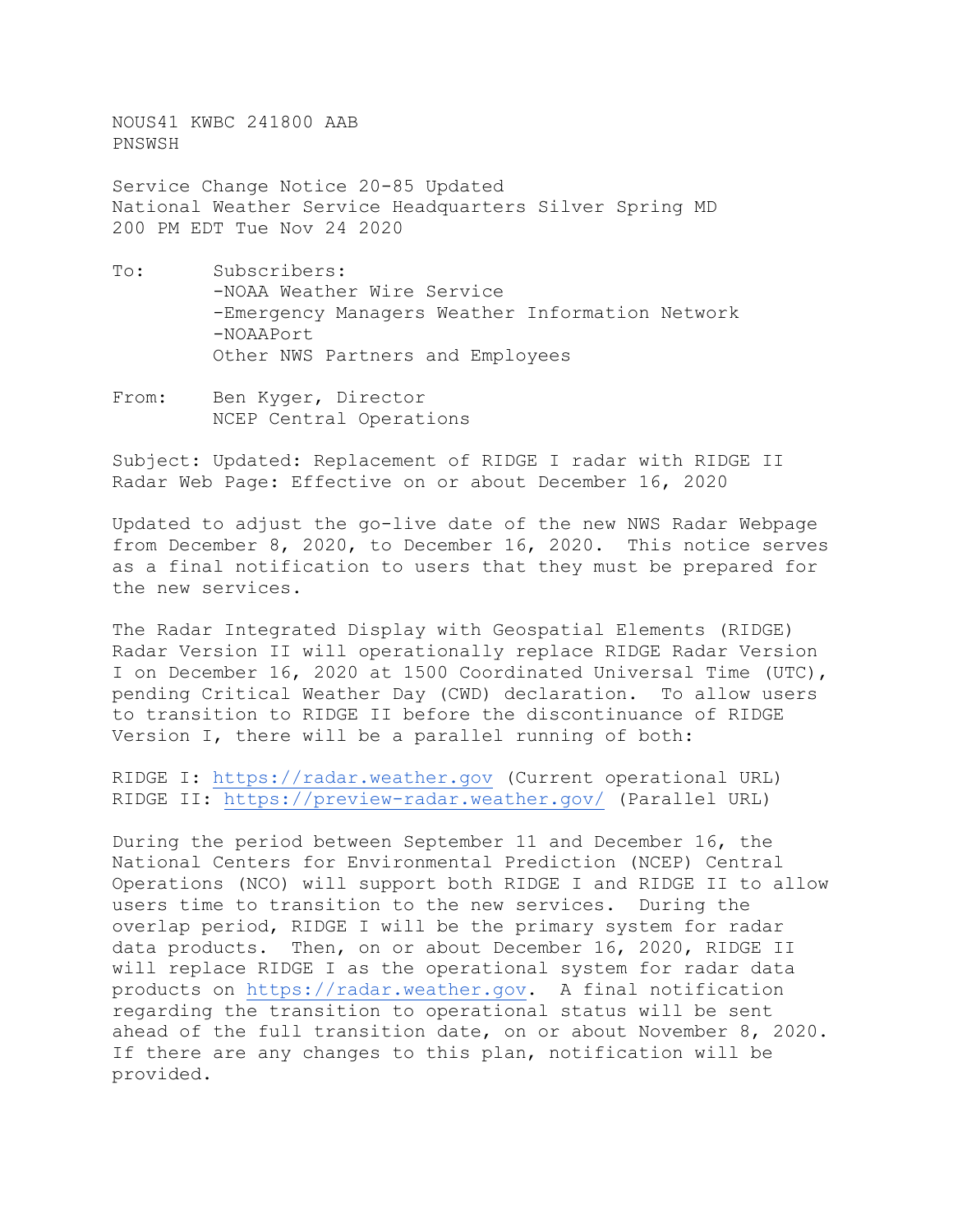NOUS41 KWBC 241800 AAB
PNSWSH

Service Change Notice 20-85 Updated
National Weather Service Headquarters Silver Spring MD
200 PM EDT Tue Nov 24 2020

To: Subscribers:
-NOAA Weather Wire Service
-Emergency Managers Weather Information Network
-NOAAPort
Other NWS Partners and Employees

From: Ben Kyger, Director
NCEP Central Operations

Subject: Updated: Replacement of RIDGE I radar with RIDGE II Radar Web Page: Effective on or about December 16, 2020

Updated to adjust the go-live date of the new NWS Radar Webpage from December 8, 2020, to December 16, 2020. This notice serves as a final notification to users that they must be prepared for the new services.

The Radar Integrated Display with Geospatial Elements (RIDGE) Radar Version II will operationally replace RIDGE Radar Version I on December 16, 2020 at 1500 Coordinated Universal Time (UTC), pending Critical Weather Day (CWD) declaration. To allow users to transition to RIDGE II before the discontinuance of RIDGE Version I, there will be a parallel running of both:

RIDGE I: https://radar.weather.gov (Current operational URL)
RIDGE II: https://preview-radar.weather.gov/ (Parallel URL)

During the period between September 11 and December 16, the National Centers for Environmental Prediction (NCEP) Central Operations (NCO) will support both RIDGE I and RIDGE II to allow users time to transition to the new services. During the overlap period, RIDGE I will be the primary system for radar data products. Then, on or about December 16, 2020, RIDGE II will replace RIDGE I as the operational system for radar data products on https://radar.weather.gov. A final notification regarding the transition to operational status will be sent ahead of the full transition date, on or about November 8, 2020. If there are any changes to this plan, notification will be provided.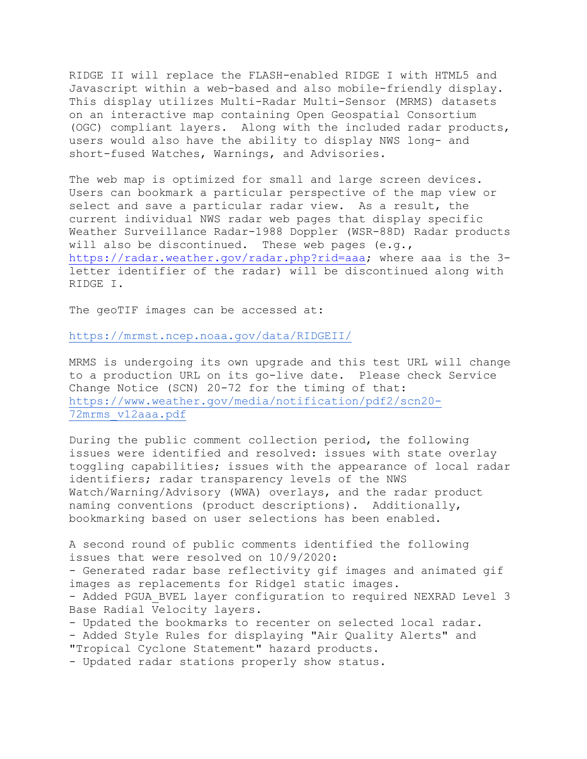RIDGE II will replace the FLASH-enabled RIDGE I with HTML5 and Javascript within a web-based and also mobile-friendly display. This display utilizes Multi-Radar Multi-Sensor (MRMS) datasets on an interactive map containing Open Geospatial Consortium (OGC) compliant layers. Along with the included radar products, users would also have the ability to display NWS long- and short-fused Watches, Warnings, and Advisories.

The web map is optimized for small and large screen devices. Users can bookmark a particular perspective of the map view or select and save a particular radar view. As a result, the current individual NWS radar web pages that display specific Weather Surveillance Radar-1988 Doppler (WSR-88D) Radar products will also be discontinued. These web pages (e.g., https://radar.weather.gov/radar.php?rid=aaa; where aaa is the 3-letter identifier of the radar) will be discontinued along with RIDGE I.

The geoTIF images can be accessed at:

https://mrmst.ncep.noaa.gov/data/RIDGEII/

MRMS is undergoing its own upgrade and this test URL will change to a production URL on its go-live date. Please check Service Change Notice (SCN) 20-72 for the timing of that: https://www.weather.gov/media/notification/pdf2/scn20-72mrms_v12aaa.pdf

During the public comment collection period, the following issues were identified and resolved: issues with state overlay toggling capabilities; issues with the appearance of local radar identifiers; radar transparency levels of the NWS Watch/Warning/Advisory (WWA) overlays, and the radar product naming conventions (product descriptions). Additionally, bookmarking based on user selections has been enabled.

A second round of public comments identified the following issues that were resolved on 10/9/2020:

- Generated radar base reflectivity gif images and animated gif images as replacements for Ridge1 static images.
- Added PGUA_BVEL layer configuration to required NEXRAD Level 3 Base Radial Velocity layers.
- Updated the bookmarks to recenter on selected local radar.
- Added Style Rules for displaying "Air Quality Alerts" and "Tropical Cyclone Statement" hazard products.
- Updated radar stations properly show status.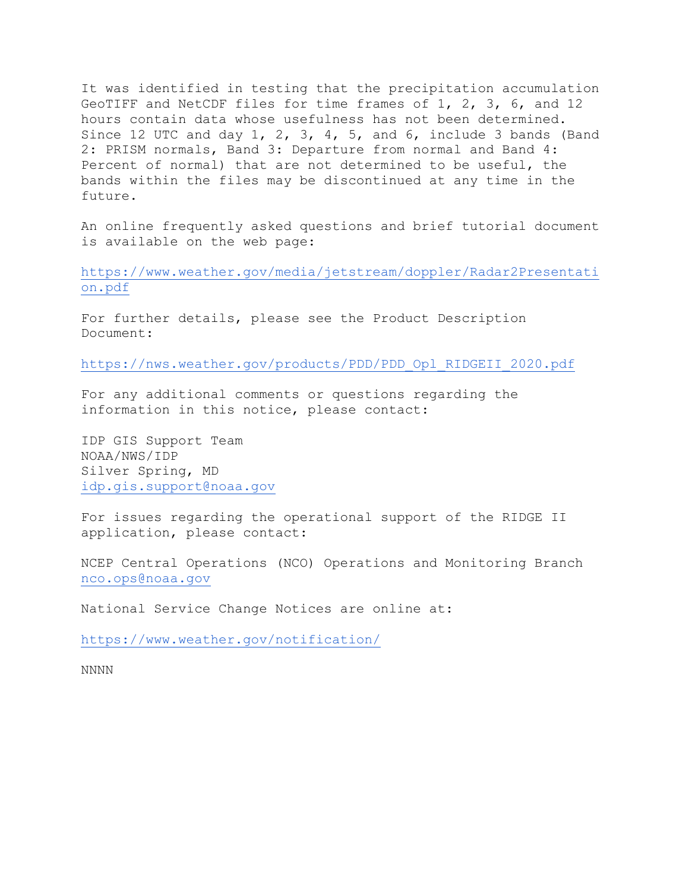It was identified in testing that the precipitation accumulation GeoTIFF and NetCDF files for time frames of 1, 2, 3, 6, and 12 hours contain data whose usefulness has not been determined. Since 12 UTC and day 1, 2, 3, 4, 5, and 6, include 3 bands (Band 2: PRISM normals, Band 3: Departure from normal and Band 4: Percent of normal) that are not determined to be useful, the bands within the files may be discontinued at any time in the future.

An online frequently asked questions and brief tutorial document is available on the web page:

https://www.weather.gov/media/jetstream/doppler/Radar2Presentation.pdf

For further details, please see the Product Description Document:

https://nws.weather.gov/products/PDD/PDD_Opl_RIDGEII_2020.pdf

For any additional comments or questions regarding the information in this notice, please contact:

IDP GIS Support Team
NOAA/NWS/IDP
Silver Spring, MD
idp.gis.support@noaa.gov

For issues regarding the operational support of the RIDGE II application, please contact:

NCEP Central Operations (NCO) Operations and Monitoring Branch
nco.ops@noaa.gov

National Service Change Notices are online at:

https://www.weather.gov/notification/

NNNN